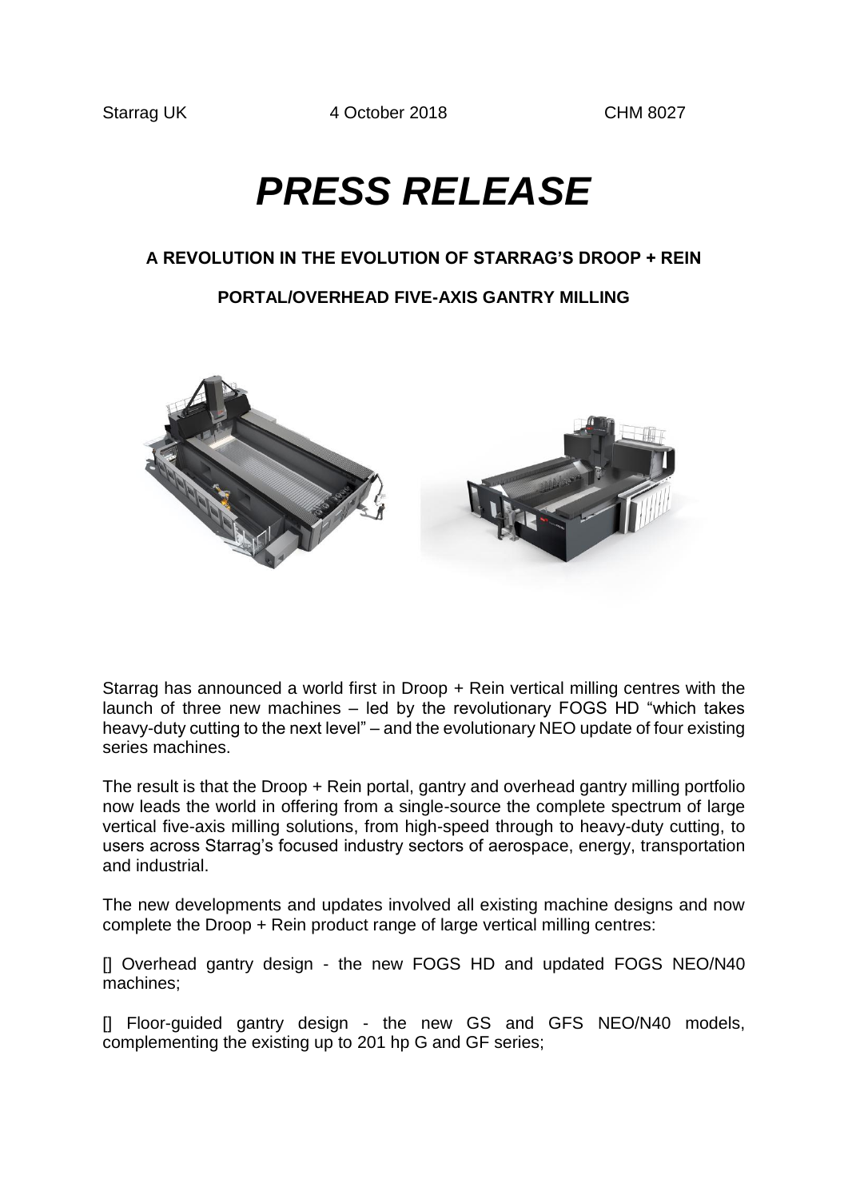Starrag UK 4 October 2018 CHM 8027

# *PRESS RELEASE*

**A REVOLUTION IN THE EVOLUTION OF STARRAG'S DROOP + REIN**

**PORTAL/OVERHEAD FIVE-AXIS GANTRY MILLING**

Starrag has announced a world first in Droop + Rein vertical milling centres with the launch of three new machines – led by the revolutionary FOGS HD "which takes heavy-duty cutting to the next level" – and the evolutionary NEO update of four existing series machines.

The result is that the Droop + Rein portal, gantry and overhead gantry milling portfolio now leads the world in offering from a single-source the complete spectrum of large vertical five-axis milling solutions, from high-speed through to heavy-duty cutting, to users across Starrag's focused industry sectors of aerospace, energy, transportation and industrial.

The new developments and updates involved all existing machine designs and now complete the Droop + Rein product range of large vertical milling centres:

- Overhead gantry design - the new FOGS HD and updated FOGS NEO/N40 machines;
- Floor-guided gantry design - the new GS and GFS NEO/N40 models, complementing the existing up to 201 hp G and GF series;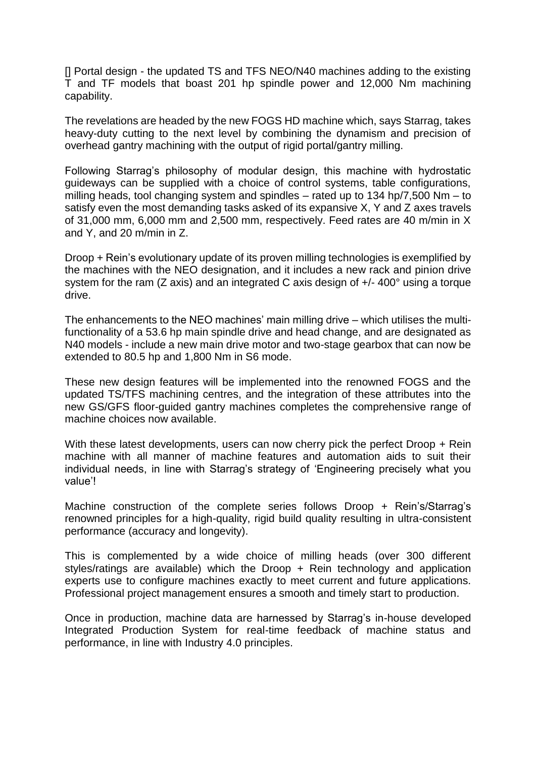[] Portal design - the updated TS and TFS NEO/N40 machines adding to the existing T and TF models that boast 201 hp spindle power and 12,000 Nm machining capability.

The revelations are headed by the new FOGS HD machine which, says Starrag, takes heavy-duty cutting to the next level by combining the dynamism and precision of overhead gantry machining with the output of rigid portal/gantry milling.

Following Starrag's philosophy of modular design, this machine with hydrostatic guideways can be supplied with a choice of control systems, table configurations, milling heads, tool changing system and spindles – rated up to 134 hp/7,500 Nm – to satisfy even the most demanding tasks asked of its expansive X, Y and Z axes travels of 31,000 mm, 6,000 mm and 2,500 mm, respectively. Feed rates are 40 m/min in X and Y, and 20 m/min in Z.

Droop + Rein's evolutionary update of its proven milling technologies is exemplified by the machines with the NEO designation, and it includes a new rack and pinion drive system for the ram (Z axis) and an integrated C axis design of +/- 400° using a torque drive.

The enhancements to the NEO machines' main milling drive – which utilises the multi-functionality of a 53.6 hp main spindle drive and head change, and are designated as N40 models - include a new main drive motor and two-stage gearbox that can now be extended to 80.5 hp and 1,800 Nm in S6 mode.

These new design features will be implemented into the renowned FOGS and the updated TS/TFS machining centres, and the integration of these attributes into the new GS/GFS floor-guided gantry machines completes the comprehensive range of machine choices now available.

With these latest developments, users can now cherry pick the perfect Droop + Rein machine with all manner of machine features and automation aids to suit their individual needs, in line with Starrag's strategy of 'Engineering precisely what you value'!

Machine construction of the complete series follows Droop + Rein's/Starrag's renowned principles for a high-quality, rigid build quality resulting in ultra-consistent performance (accuracy and longevity).

This is complemented by a wide choice of milling heads (over 300 different styles/ratings are available) which the Droop + Rein technology and application experts use to configure machines exactly to meet current and future applications. Professional project management ensures a smooth and timely start to production.

Once in production, machine data are harnessed by Starrag's in-house developed Integrated Production System for real-time feedback of machine status and performance, in line with Industry 4.0 principles.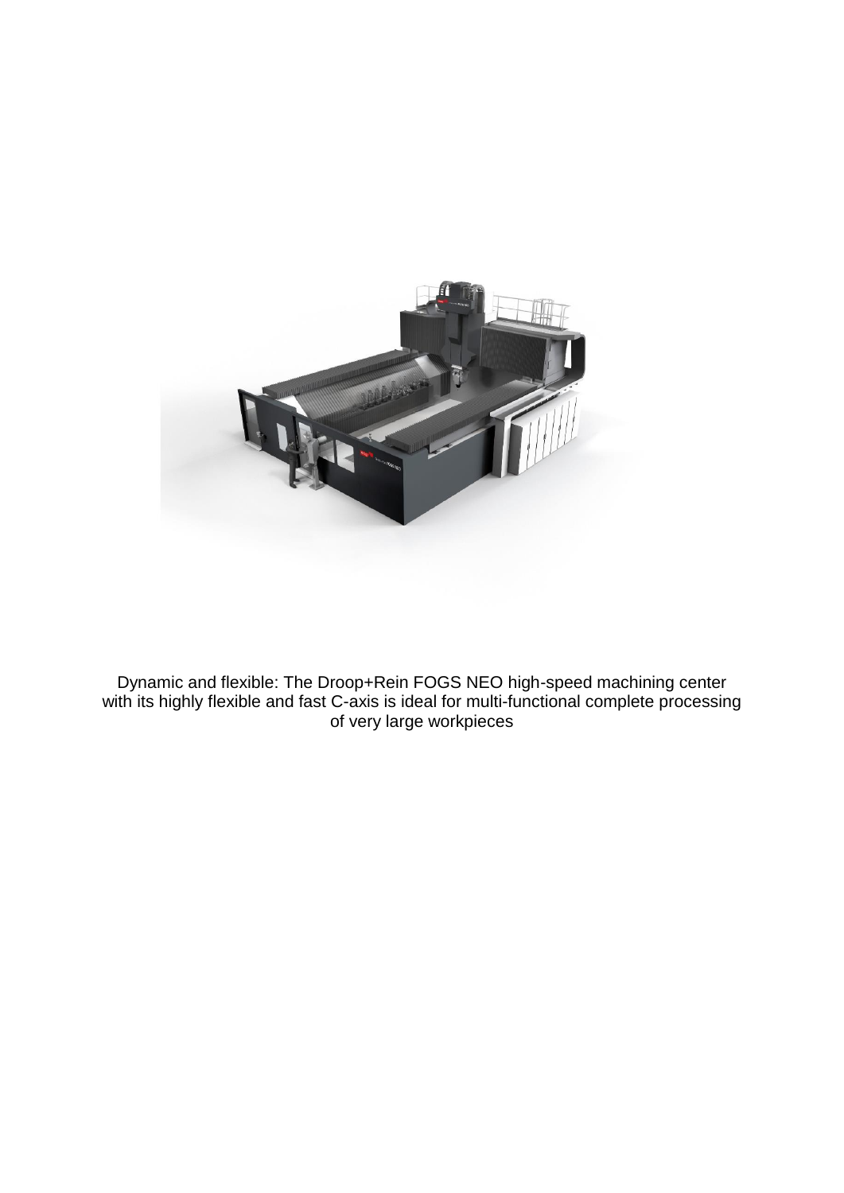Dynamic and flexible: The Droop+Rein FOGS NEO high-speed machining center with its highly flexible and fast C-axis is ideal for multi-functional complete processing of very large workpieces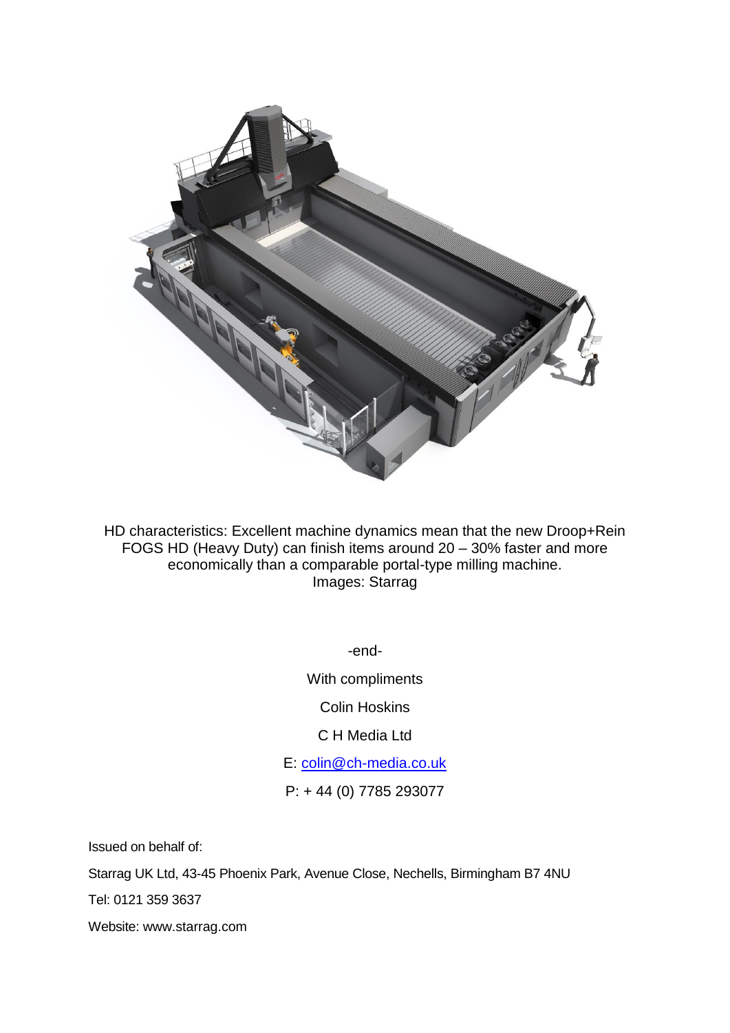HD characteristics: Excellent machine dynamics mean that the new Droop+Rein FOGS HD (Heavy Duty) can finish items around 20 – 30% faster and more economically than a comparable portal-type milling machine.
Images: Starrag

-end-

With compliments

Colin Hoskins

C H Media Ltd

E: colin@ch-media.co.uk

P: + 44 (0) 7785 293077

Issued on behalf of:

Starrag UK Ltd, 43-45 Phoenix Park, Avenue Close, Nechells, Birmingham B7 4NU

Tel: 0121 359 3637

Website: www.starrag.com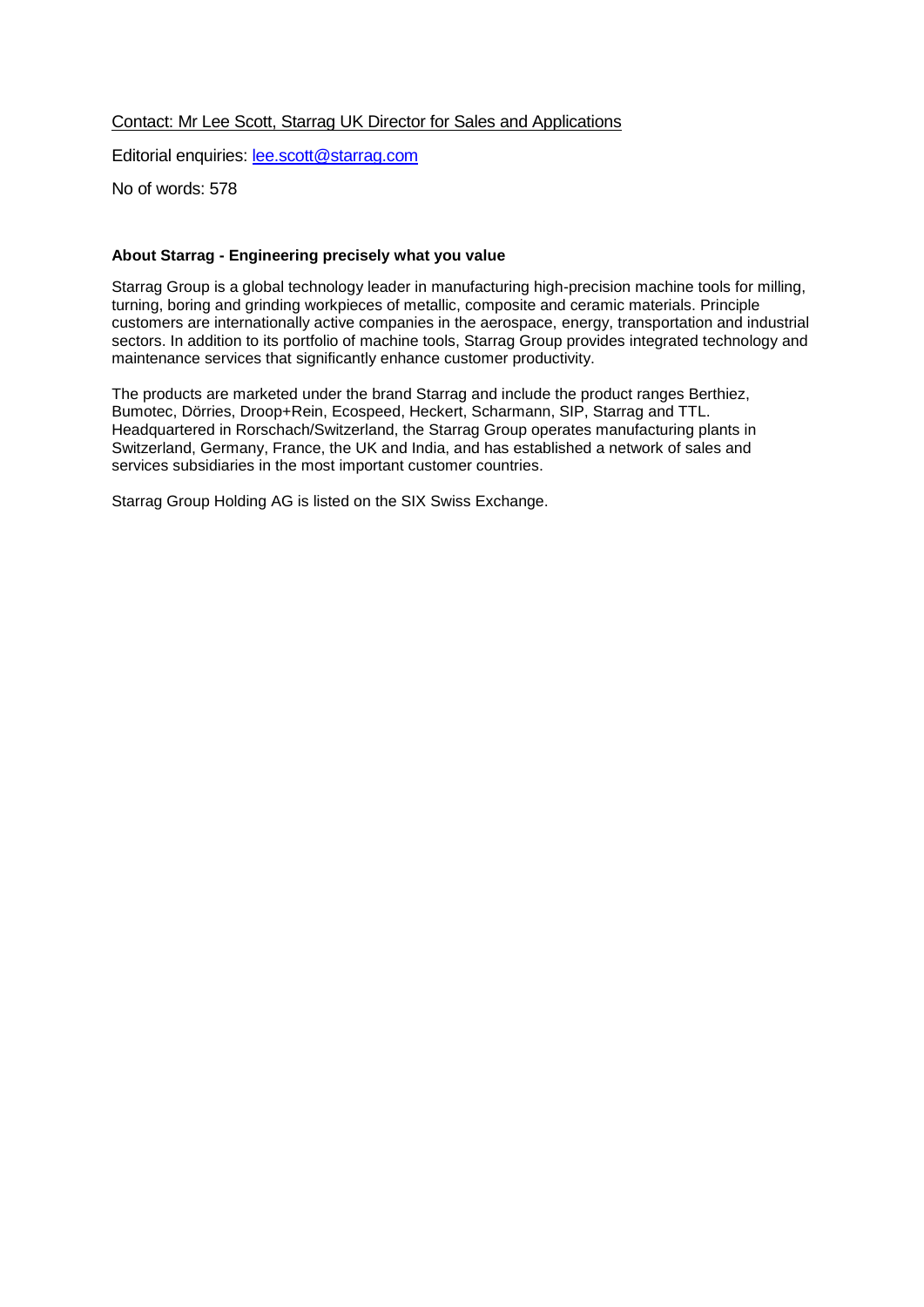Contact: Mr Lee Scott, Starrag UK Director for Sales and Applications

Editorial enquiries: lee.scott@starrag.com

No of words: 578

**About Starrag - Engineering precisely what you value**

Starrag Group is a global technology leader in manufacturing high-precision machine tools for milling, turning, boring and grinding workpieces of metallic, composite and ceramic materials. Principle customers are internationally active companies in the aerospace, energy, transportation and industrial sectors. In addition to its portfolio of machine tools, Starrag Group provides integrated technology and maintenance services that significantly enhance customer productivity.

The products are marketed under the brand Starrag and include the product ranges Berthiez, Bumotec, Dörries, Droop+Rein, Ecospeed, Heckert, Scharmann, SIP, Starrag and TTL. Headquartered in Rorschach/Switzerland, the Starrag Group operates manufacturing plants in Switzerland, Germany, France, the UK and India, and has established a network of sales and services subsidiaries in the most important customer countries.

Starrag Group Holding AG is listed on the SIX Swiss Exchange.